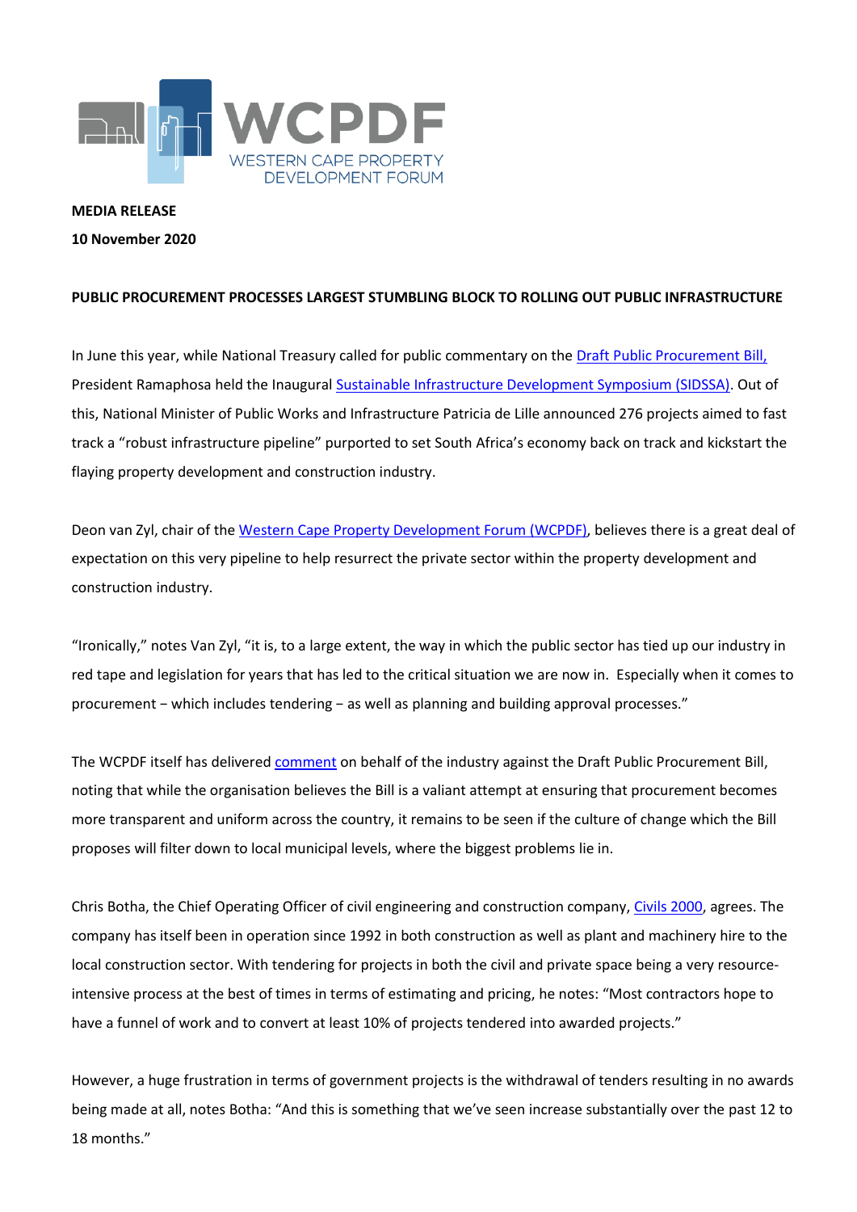WCPDF
WESTERN CAPE PROPERTY DEVELOPMENT FORUM

**MEDIA RELEASE**

**10 November 2020**

**PUBLIC PROCUREMENT PROCESSES LARGEST STUMBLING BLOCK TO ROLLING OUT PUBLIC INFRASTRUCTURE**

In June this year, while National Treasury called for public commentary on the Draft Public Procurement Bill, President Ramaphosa held the Inaugural Sustainable Infrastructure Development Symposium (SIDSSA). Out of this, National Minister of Public Works and Infrastructure Patricia de Lille announced 276 projects aimed to fast track a "robust infrastructure pipeline" purported to set South Africa's economy back on track and kickstart the flaying property development and construction industry.

Deon van Zyl, chair of the Western Cape Property Development Forum (WCPDF), believes there is a great deal of expectation on this very pipeline to help resurrect the private sector within the property development and construction industry.

"Ironically," notes Van Zyl, "it is, to a large extent, the way in which the public sector has tied up our industry in red tape and legislation for years that has led to the critical situation we are now in. Especially when it comes to procurement – which includes tendering – as well as planning and building approval processes."

The WCPDF itself has delivered comment on behalf of the industry against the Draft Public Procurement Bill, noting that while the organisation believes the Bill is a valiant attempt at ensuring that procurement becomes more transparent and uniform across the country, it remains to be seen if the culture of change which the Bill proposes will filter down to local municipal levels, where the biggest problems lie in.

Chris Botha, the Chief Operating Officer of civil engineering and construction company, Civils 2000, agrees. The company has itself been in operation since 1992 in both construction as well as plant and machinery hire to the local construction sector. With tendering for projects in both the civil and private space being a very resource-intensive process at the best of times in terms of estimating and pricing, he notes: "Most contractors hope to have a funnel of work and to convert at least 10% of projects tendered into awarded projects."

However, a huge frustration in terms of government projects is the withdrawal of tenders resulting in no awards being made at all, notes Botha: "And this is something that we've seen increase substantially over the past 12 to 18 months."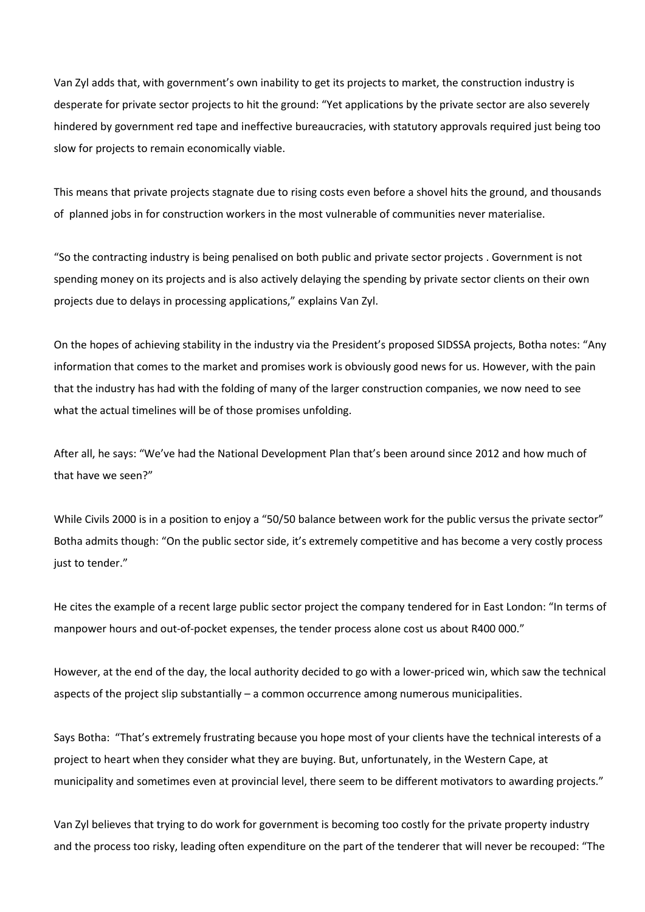Van Zyl adds that, with government's own inability to get its projects to market, the construction industry is desperate for private sector projects to hit the ground: "Yet applications by the private sector are also severely hindered by government red tape and ineffective bureaucracies, with statutory approvals required just being too slow for projects to remain economically viable.

This means that private projects stagnate due to rising costs even before a shovel hits the ground, and thousands of planned jobs in for construction workers in the most vulnerable of communities never materialise.

"So the contracting industry is being penalised on both public and private sector projects . Government is not spending money on its projects and is also actively delaying the spending by private sector clients on their own projects due to delays in processing applications," explains Van Zyl.

On the hopes of achieving stability in the industry via the President's proposed SIDSSA projects, Botha notes: "Any information that comes to the market and promises work is obviously good news for us. However, with the pain that the industry has had with the folding of many of the larger construction companies, we now need to see what the actual timelines will be of those promises unfolding.

After all, he says: "We've had the National Development Plan that's been around since 2012 and how much of that have we seen?"

While Civils 2000 is in a position to enjoy a "50/50 balance between work for the public versus the private sector" Botha admits though: "On the public sector side, it's extremely competitive and has become a very costly process just to tender."

He cites the example of a recent large public sector project the company tendered for in East London: "In terms of manpower hours and out-of-pocket expenses, the tender process alone cost us about R400 000."

However, at the end of the day, the local authority decided to go with a lower-priced win, which saw the technical aspects of the project slip substantially – a common occurrence among numerous municipalities.

Says Botha: "That's extremely frustrating because you hope most of your clients have the technical interests of a project to heart when they consider what they are buying. But, unfortunately, in the Western Cape, at municipality and sometimes even at provincial level, there seem to be different motivators to awarding projects."

Van Zyl believes that trying to do work for government is becoming too costly for the private property industry and the process too risky, leading often expenditure on the part of the tenderer that will never be recouped: "The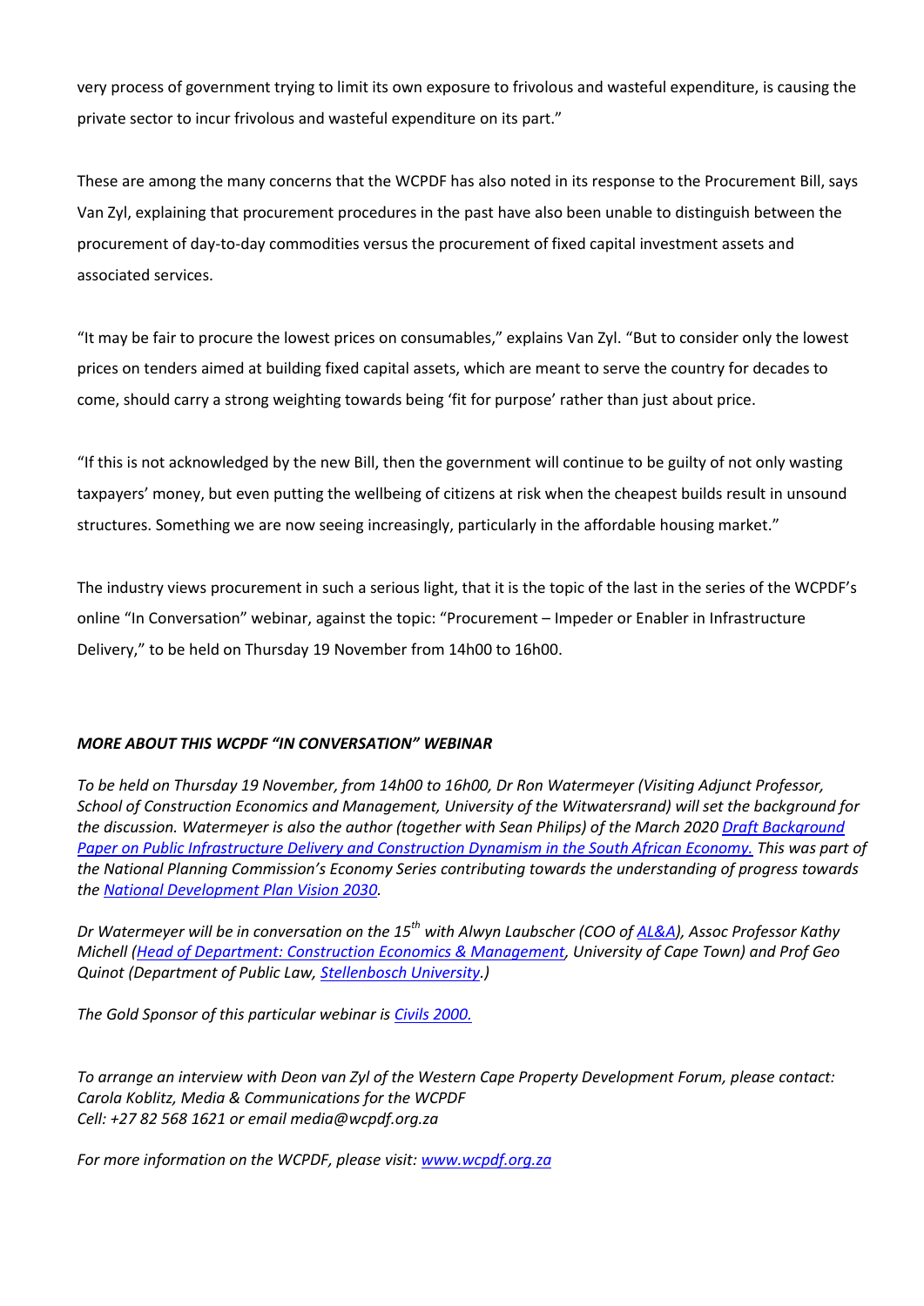very process of government trying to limit its own exposure to frivolous and wasteful expenditure, is causing the private sector to incur frivolous and wasteful expenditure on its part."

These are among the many concerns that the WCPDF has also noted in its response to the Procurement Bill, says Van Zyl, explaining that procurement procedures in the past have also been unable to distinguish between the procurement of day-to-day commodities versus the procurement of fixed capital investment assets and associated services.

"It may be fair to procure the lowest prices on consumables," explains Van Zyl. "But to consider only the lowest prices on tenders aimed at building fixed capital assets, which are meant to serve the country for decades to come, should carry a strong weighting towards being 'fit for purpose' rather than just about price.

"If this is not acknowledged by the new Bill, then the government will continue to be guilty of not only wasting taxpayers' money, but even putting the wellbeing of citizens at risk when the cheapest builds result in unsound structures. Something we are now seeing increasingly, particularly in the affordable housing market."

The industry views procurement in such a serious light, that it is the topic of the last in the series of the WCPDF's online "In Conversation" webinar, against the topic: "Procurement – Impeder or Enabler in Infrastructure Delivery," to be held on Thursday 19 November from 14h00 to 16h00.

### *MORE ABOUT THIS WCPDF "IN CONVERSATION" WEBINAR*

*To be held on Thursday 19 November, from 14h00 to 16h00, Dr Ron Watermeyer (Visiting Adjunct Professor, School of Construction Economics and Management, University of the Witwatersrand) will set the background for the discussion. Watermeyer is also the author (together with Sean Philips) of the March 2020 Draft Background Paper on Public Infrastructure Delivery and Construction Dynamism in the South African Economy. This was part of the National Planning Commission's Economy Series contributing towards the understanding of progress towards the National Development Plan Vision 2030.*

*Dr Watermeyer will be in conversation on the 15th with Alwyn Laubscher (COO of AL&A), Assoc Professor Kathy Michell (Head of Department: Construction Economics & Management, University of Cape Town) and Prof Geo Quinot (Department of Public Law, Stellenbosch University.)*

*The Gold Sponsor of this particular webinar is Civils 2000.*

*To arrange an interview with Deon van Zyl of the Western Cape Property Development Forum, please contact:*
*Carola Koblitz, Media & Communications for the WCPDF*
*Cell: +27 82 568 1621 or email media@wcpdf.org.za*

*For more information on the WCPDF, please visit: www.wcpdf.org.za*